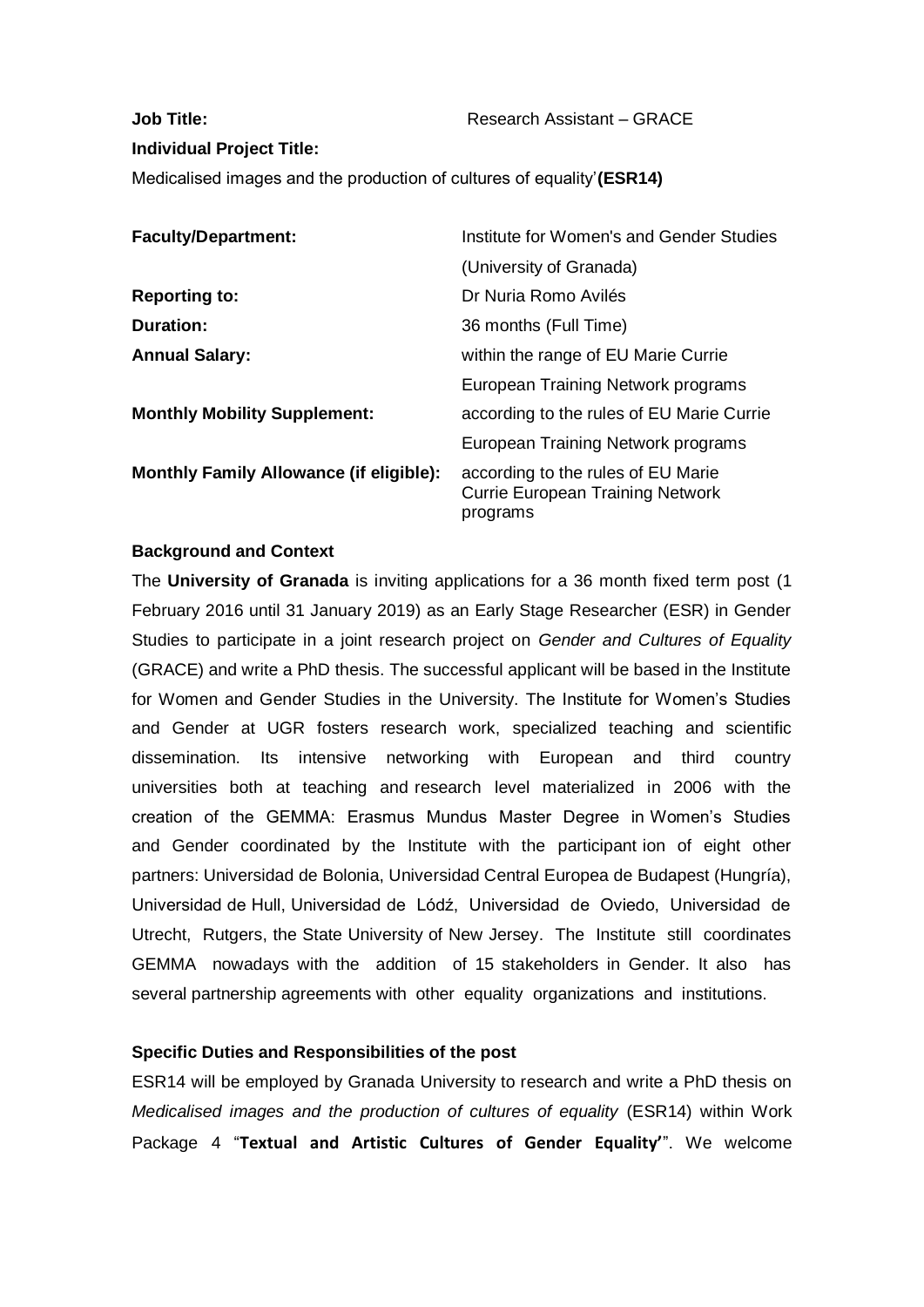**Job Title:** Research Assistant – GRACE

**Individual Project Title:**

Medicalised images and the production of cultures of equality'**(ESR14)**

| | |
|---|---|
| **Faculty/Department:** | Institute for Women's and Gender Studies (University of Granada) |
| **Reporting to:** | Dr Nuria Romo Avilés |
| **Duration:** | 36 months (Full Time) |
| **Annual Salary:** | within the range of EU Marie Currie European Training Network programs |
| **Monthly Mobility Supplement:** | according to the rules of EU Marie Currie European Training Network programs |
| **Monthly Family Allowance (if eligible):** | according to the rules of EU Marie Currie European Training Network programs |

**Background and Context**

The **University of Granada** is inviting applications for a 36 month fixed term post (1 February 2016 until 31 January 2019) as an Early Stage Researcher (ESR) in Gender Studies to participate in a joint research project on *Gender and Cultures of Equality* (GRACE) and write a PhD thesis. The successful applicant will be based in the Institute for Women and Gender Studies in the University. The Institute for Women's Studies and Gender at UGR fosters research work, specialized teaching and scientific dissemination. Its intensive networking with European and third country universities both at teaching and research level materialized in 2006 with the creation of the GEMMA: Erasmus Mundus Master Degree in Women's Studies and Gender coordinated by the Institute with the participant ion of eight other partners: Universidad de Bolonia, Universidad Central Europea de Budapest (Hungría), Universidad de Hull, Universidad de Lódź, Universidad de Oviedo, Universidad de Utrecht, Rutgers, the State University of New Jersey. The Institute still coordinates GEMMA nowadays with the addition of 15 stakeholders in Gender. It also has several partnership agreements with other equality organizations and institutions.

**Specific Duties and Responsibilities of the post**

ESR14 will be employed by Granada University to research and write a PhD thesis on *Medicalised images and the production of cultures of equality* (ESR14) within Work Package 4 "**Textual and Artistic Cultures of Gender Equality'**". We welcome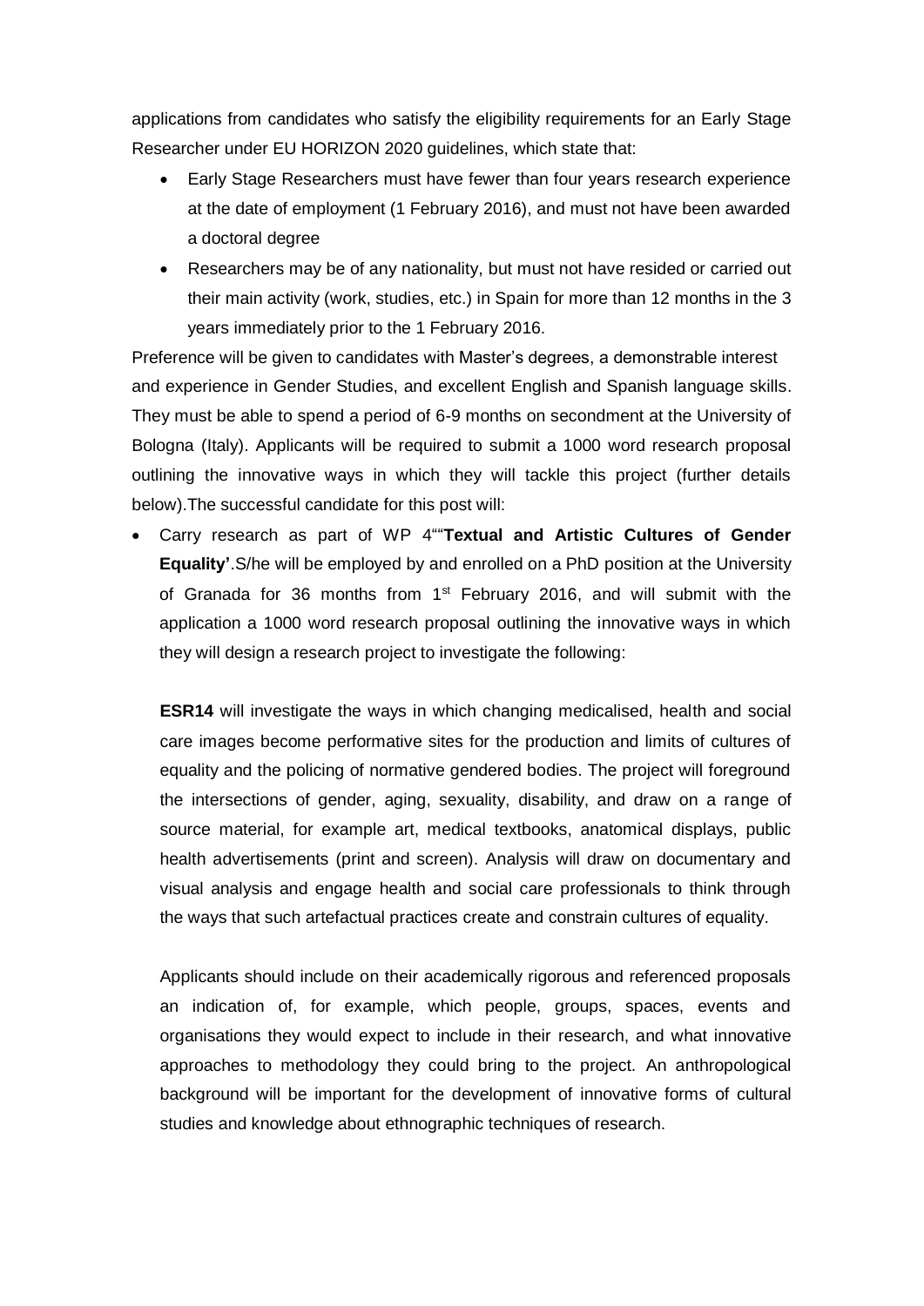applications from candidates who satisfy the eligibility requirements for an Early Stage Researcher under EU HORIZON 2020 guidelines, which state that:

- Early Stage Researchers must have fewer than four years research experience at the date of employment (1 February 2016), and must not have been awarded a doctoral degree
- Researchers may be of any nationality, but must not have resided or carried out their main activity (work, studies, etc.) in Spain for more than 12 months in the 3 years immediately prior to the 1 February 2016.

Preference will be given to candidates with Master's degrees, a demonstrable interest and experience in Gender Studies, and excellent English and Spanish language skills. They must be able to spend a period of 6-9 months on secondment at the University of Bologna (Italy). Applicants will be required to submit a 1000 word research proposal outlining the innovative ways in which they will tackle this project (further details below).The successful candidate for this post will:

- Carry research as part of WP 4""**Textual and Artistic Cultures of Gender Equality'**.S/he will be employed by and enrolled on a PhD position at the University of Granada for 36 months from 1st February 2016, and will submit with the application a 1000 word research proposal outlining the innovative ways in which they will design a research project to investigate the following:

  **ESR14** will investigate the ways in which changing medicalised, health and social care images become performative sites for the production and limits of cultures of equality and the policing of normative gendered bodies. The project will foreground the intersections of gender, aging, sexuality, disability, and draw on a range of source material, for example art, medical textbooks, anatomical displays, public health advertisements (print and screen). Analysis will draw on documentary and visual analysis and engage health and social care professionals to think through the ways that such artefactual practices create and constrain cultures of equality.

  Applicants should include on their academically rigorous and referenced proposals an indication of, for example, which people, groups, spaces, events and organisations they would expect to include in their research, and what innovative approaches to methodology they could bring to the project. An anthropological background will be important for the development of innovative forms of cultural studies and knowledge about ethnographic techniques of research.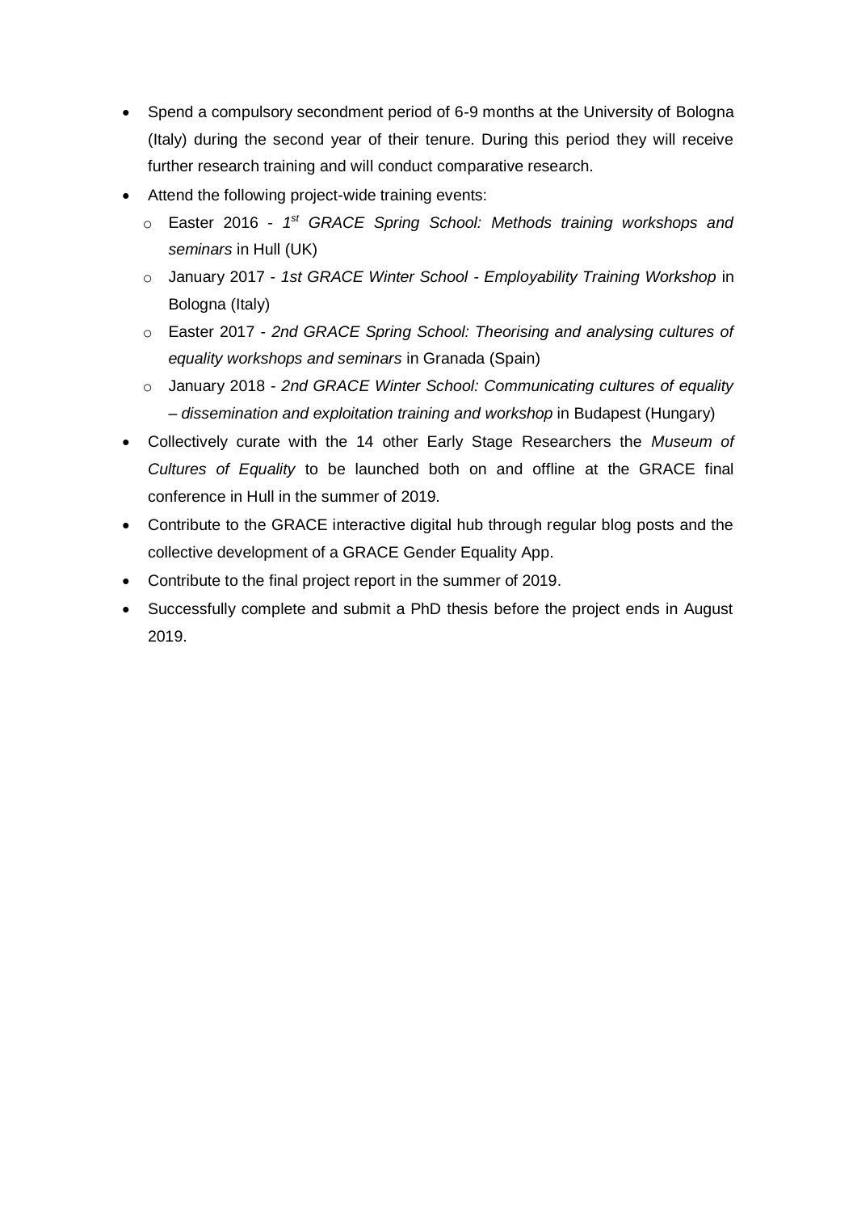- Spend a compulsory secondment period of 6-9 months at the University of Bologna (Italy) during the second year of their tenure. During this period they will receive further research training and will conduct comparative research.
- Attend the following project-wide training events:
  - Easter 2016 - *1st GRACE Spring School: Methods training workshops and seminars* in Hull (UK)
  - January 2017 - *1st GRACE Winter School - Employability Training Workshop* in Bologna (Italy)
  - Easter 2017 - *2nd GRACE Spring School: Theorising and analysing cultures of equality workshops and seminars* in Granada (Spain)
  - January 2018 - *2nd GRACE Winter School: Communicating cultures of equality – dissemination and exploitation training and workshop* in Budapest (Hungary)
- Collectively curate with the 14 other Early Stage Researchers the *Museum of Cultures of Equality* to be launched both on and offline at the GRACE final conference in Hull in the summer of 2019.
- Contribute to the GRACE interactive digital hub through regular blog posts and the collective development of a GRACE Gender Equality App.
- Contribute to the final project report in the summer of 2019.
- Successfully complete and submit a PhD thesis before the project ends in August 2019.